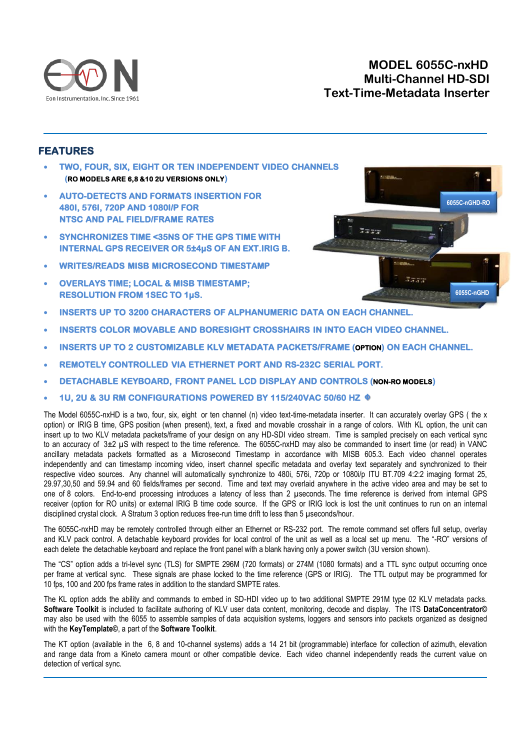Eon Instrumentation, Inc. Since 1961

# MODEL 6055C-nxHD
# Multi-Channel HD-SDI
# Text-Time-Metadata Inserter

## FEATURES

- TWO, FOUR, SIX, EIGHT OR TEN INDEPENDENT VIDEO CHANNELS
  (**RO MODELS ARE 6,8 &10 2U VERSIONS ONLY**)
- AUTO-DETECTS AND FORMATS INSERTION FOR 480I, 576I, 720P AND 1080I/P FOR NTSC AND PAL FIELD/FRAME RATES
- SYNCHRONIZES TIME <35NS OF THE GPS TIME WITH INTERNAL GPS RECEIVER OR 5±4µS OF AN EXT.IRIG B.
- WRITES/READS MISB MICROSECOND TIMESTAMP
- OVERLAYS TIME; LOCAL & MISB TIMESTAMP; RESOLUTION FROM 1SEC TO 1µS.
- INSERTS UP TO 3200 CHARACTERS OF ALPHANUMERIC DATA ON EACH CHANNEL.
- INSERTS COLOR MOVABLE AND BORESIGHT CROSSHAIRS IN INTO EACH VIDEO CHANNEL.
- INSERTS UP TO 2 CUSTOMIZABLE KLV METADATA PACKETS/FRAME (**OPTION**) ON EACH CHANNEL.
- REMOTELY CONTROLLED VIA ETHERNET PORT AND RS-232C SERIAL PORT.
- DETACHABLE KEYBOARD, FRONT PANEL LCD DISPLAY AND CONTROLS (**NON-RO MODELS**)
- 1U, 2U & 3U RM CONFIGURATIONS POWERED BY 115/240VAC 50/60 HZ

6055C-nGHD-RO

6055C-nGHD

The Model 6055C-nxHD is a two, four, six, eight or ten channel (n) video text-time-metadata inserter. It can accurately overlay GPS ( the x option) or IRIG B time, GPS position (when present), text, a fixed and movable crosshair in a range of colors. With KL option, the unit can insert up to two KLV metadata packets/frame of your design on any HD-SDI video stream. Time is sampled precisely on each vertical sync to an accuracy of 3±2 µS with respect to the time reference. The 6055C-nxHD may also be commanded to insert time (or read) in VANC ancillary metadata packets formatted as a Microsecond Timestamp in accordance with MISB 605.3. Each video channel operates independently and can timestamp incoming video, insert channel specific metadata and overlay text separately and synchronized to their respective video sources. Any channel will automatically synchronize to 480i, 576i, 720p or 1080i/p ITU BT.709 4:2:2 imaging format 25, 29.97,30,50 and 59.94 and 60 fields/frames per second. Time and text may overlaid anywhere in the active video area and may be set to one of 8 colors. End-to-end processing introduces a latency of less than 2 µseconds. The time reference is derived from internal GPS receiver (option for RO units) or external IRIG B time code source. If the GPS or IRIG lock is lost the unit continues to run on an internal disciplined crystal clock. A Stratum 3 option reduces free-run time drift to less than 5 µseconds/hour.

The 6055C-nxHD may be remotely controlled through either an Ethernet or RS-232 port. The remote command set offers full setup, overlay and KLV pack control. A detachable keyboard provides for local control of the unit as well as a local set up menu. The "-RO" versions of each delete the detachable keyboard and replace the front panel with a blank having only a power switch (3U version shown).

The "CS" option adds a tri-level sync (TLS) for SMPTE 296M (720 formats) or 274M (1080 formats) and a TTL sync output occurring once per frame at vertical sync. These signals are phase locked to the time reference (GPS or IRIG). The TTL output may be programmed for 10 fps, 100 and 200 fps frame rates in addition to the standard SMPTE rates.

The KL option adds the ability and commands to embed in SD-HDI video up to two additional SMPTE 291M type 02 KLV metadata packs. **Software Toolkit** is included to facilitate authoring of KLV user data content, monitoring, decode and display. The ITS **DataConcentrator©** may also be used with the 6055 to assemble samples of data acquisition systems, loggers and sensors into packets organized as designed with the **KeyTemplate©**, a part of the **Software Toolkit**.

The KT option (available in the 6, 8 and 10-channel systems) adds a 14 21 bit (programmable) interface for collection of azimuth, elevation and range data from a Kineto camera mount or other compatible device. Each video channel independently reads the current value on detection of vertical sync.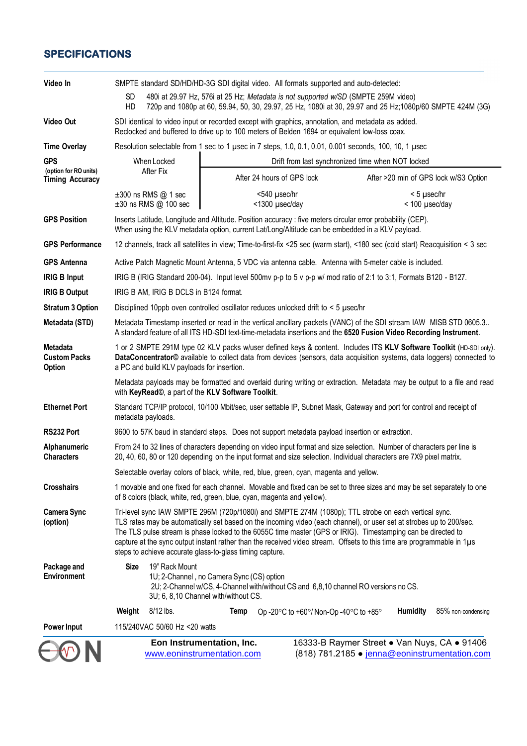## SPECIFICATIONS

**Video In**

SMPTE standard SD/HD/HD-3G SDI digital video. All formats supported and auto-detected:

SD 480i at 29.97 Hz, 576i at 25 Hz; *Metadata is not supported w/SD* (SMPTE 259M video)
HD 720p and 1080p at 60, 59.94, 50, 30, 29.97, 25 Hz, 1080i at 30, 29.97 and 25 Hz;1080p/60 SMPTE 424M (3G)

**Video Out**

SDI identical to video input or recorded except with graphics, annotation, and metadata as added. Reclocked and buffered to drive up to 100 meters of Belden 1694 or equivalent low-loss coax.

**Time Overlay**

Resolution selectable from 1 sec to 1 µsec in 7 steps, 1.0, 0.1, 0.01, 0.001 seconds, 100, 10, 1 µsec

**GPS (option for RO units) Timing Accuracy**

| When Locked After Fix | Drift from last synchronized time when NOT locked | |
|---|---|---|
| | After 24 hours of GPS lock | After >20 min of GPS lock w/S3 Option |
| ±300 ns RMS @ 1 sec<br>±30 ns RMS @ 100 sec | <540 µsec/hr<br><1300 µsec/day | < 5 µsec/hr<br>< 100 µsec/day |

**GPS Position**

Inserts Latitude, Longitude and Altitude. Position accuracy : five meters circular error probability (CEP). When using the KLV metadata option, current Lat/Long/Altitude can be embedded in a KLV payload.

**GPS Performance**

12 channels, track all satellites in view; Time-to-first-fix <25 sec (warm start), <180 sec (cold start) Reacquisition < 3 sec

**GPS Antenna**

Active Patch Magnetic Mount Antenna, 5 VDC via antenna cable. Antenna with 5-meter cable is included.

**IRIG B Input**

IRIG B (IRIG Standard 200-04). Input level 500mv p-p to 5 v p-p w/ mod ratio of 2:1 to 3:1, Formats B120 - B127.

**IRIG B Output**

IRIG B AM, IRIG B DCLS in B124 format.

**Stratum 3 Option**

Disciplined 10ppb oven controlled oscillator reduces unlocked drift to < 5 µsec/hr

**Metadata (STD)**

Metadata Timestamp inserted or read in the vertical ancillary packets (VANC) of the SDI stream IAW MISB STD 0605.3.. A standard feature of all ITS HD-SDI text-time-metadata insertions and the **6520 Fusion Video Recording Instrument**.

**Metadata Custom Packs Option**

1 or 2 SMPTE 291M type 02 KLV packs w/user defined keys & content. Includes ITS **KLV Software Toolkit** (HD-SDI only). **DataConcentrator©** available to collect data from devices (sensors, data acquisition systems, data loggers) connected to a PC and build KLV payloads for insertion.

Metadata payloads may be formatted and overlaid during writing or extraction. Metadata may be output to a file and read with **KeyRead©**, a part of the **KLV Software Toolkit**.

**Ethernet Port**

Standard TCP/IP protocol, 10/100 Mbit/sec, user settable IP, Subnet Mask, Gateway and port for control and receipt of metadata payloads.

**RS232 Port**

9600 to 57K baud in standard steps. Does not support metadata payload insertion or extraction.

**Alphanumeric Characters**

From 24 to 32 lines of characters depending on video input format and size selection. Number of characters per line is 20, 40, 60, 80 or 120 depending on the input format and size selection. Individual characters are 7X9 pixel matrix.

Selectable overlay colors of black, white, red, blue, green, cyan, magenta and yellow.

**Crosshairs**

1 movable and one fixed for each channel. Movable and fixed can be set to three sizes and may be set separately to one of 8 colors (black, white, red, green, blue, cyan, magenta and yellow).

**Camera Sync (option)**

Tri-level sync IAW SMPTE 296M (720p/1080i) and SMPTE 274M (1080p); TTL strobe on each vertical sync. TLS rates may be automatically set based on the incoming video (each channel), or user set at strobes up to 200/sec. The TLS pulse stream is phase locked to the 6055C time master (GPS or IRIG). Timestamping can be directed to capture at the sync output instant rather than the received video stream. Offsets to this time are programmable in 1µs steps to achieve accurate glass-to-glass timing capture.

**Package and Environment**

**Size** 19" Rack Mount
1U; 2-Channel , no Camera Sync (CS) option
2U; 2-Channel w/CS, 4-Channel with/without CS and 6,8,10 channel RO versions no CS.
3U; 6, 8,10 Channel with/without CS.

**Weight** 8/12 lbs. **Temp** Op -20°C to +60°/ Non-Op -40°C to +85° **Humidity** 85% non-condensing

**Power Input**

115/240VAC 50/60 Hz <20 watts

**Eon Instrumentation, Inc.** 16333-B Raymer Street • Van Nuys, CA • 91406
www.eoninstrumentation.com (818) 781.2185 • jenna@eoninstrumentation.com